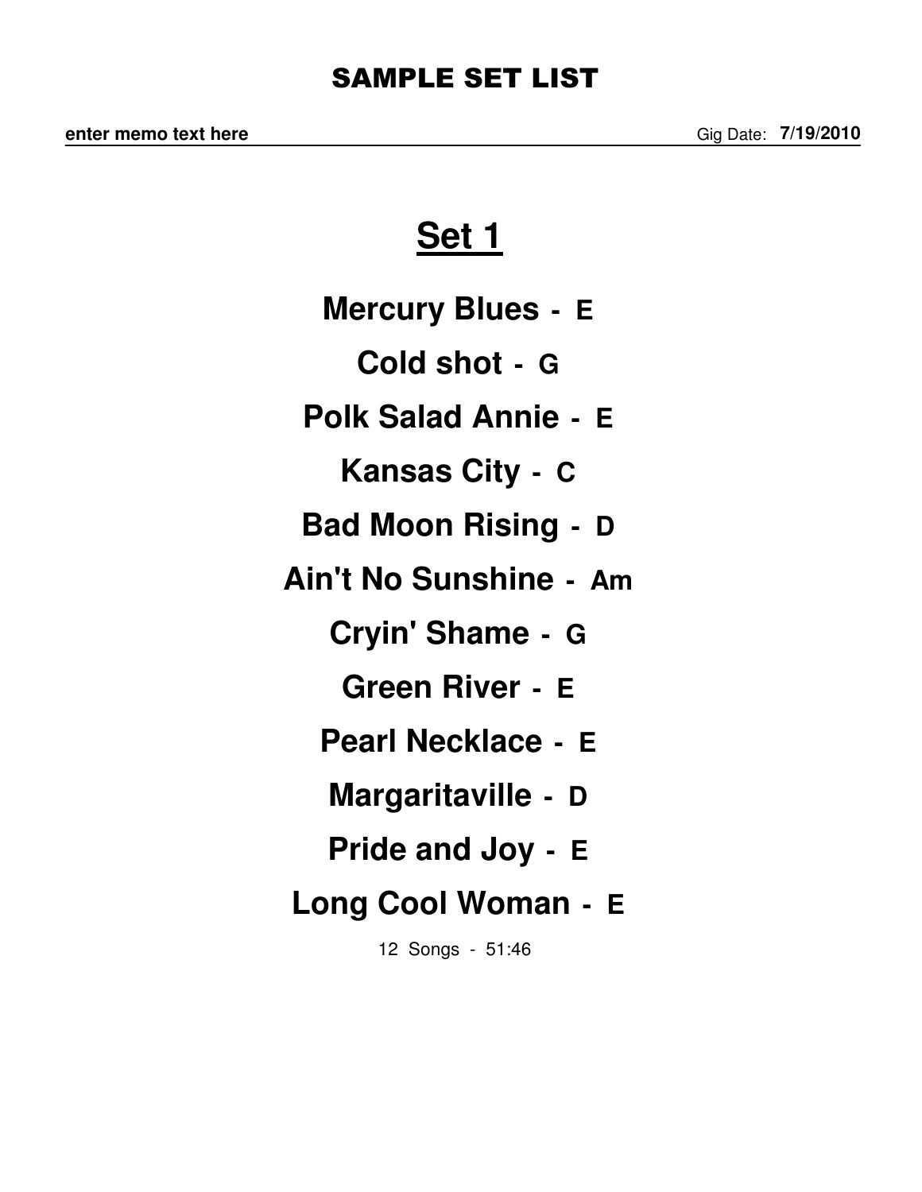# SAMPLE SET LIST

**enter memo text here** Gig Date: **7/19/2010**

## Set 1

**Mercury Blues - E**

**Cold shot - G**

**Polk Salad Annie - E**

**Kansas City - C**

**Bad Moon Rising - D**

**Ain't No Sunshine - Am**

**Cryin' Shame - G**

**Green River - E**

**Pearl Necklace - E**

**Margaritaville - D**

**Pride and Joy - E**

**Long Cool Woman - E**

12 Songs - 51:46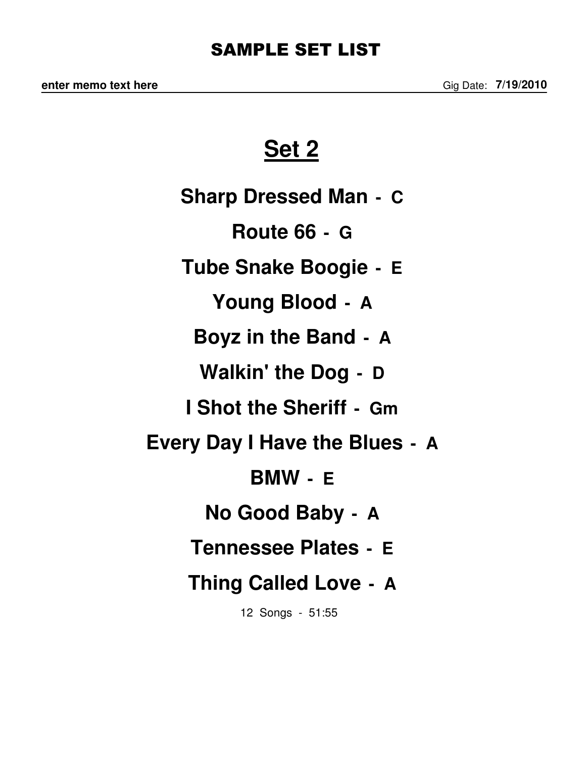# SAMPLE SET LIST

**enter memo text here** Gig Date: **7/19/2010**

## Set 2

**Sharp Dressed Man - C**

**Route 66 - G**

**Tube Snake Boogie - E**

**Young Blood - A**

**Boyz in the Band - A**

**Walkin' the Dog - D**

**I Shot the Sheriff - Gm**

**Every Day I Have the Blues - A**

**BMW - E**

**No Good Baby - A**

**Tennessee Plates - E**

**Thing Called Love - A**

12 Songs - 51:55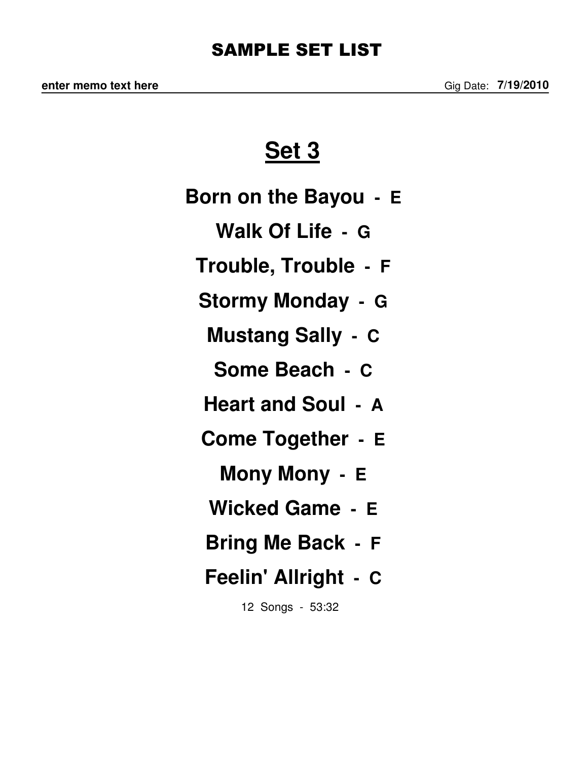# SAMPLE SET LIST

**enter memo text here** Gig Date: **7/19/2010**

## Set 3

**Born on the Bayou - E**

**Walk Of Life - G**

**Trouble, Trouble - F**

**Stormy Monday - G**

**Mustang Sally - C**

**Some Beach - C**

**Heart and Soul - A**

**Come Together - E**

**Mony Mony - E**

**Wicked Game - E**

**Bring Me Back - F**

**Feelin' Allright - C**

12 Songs - 53:32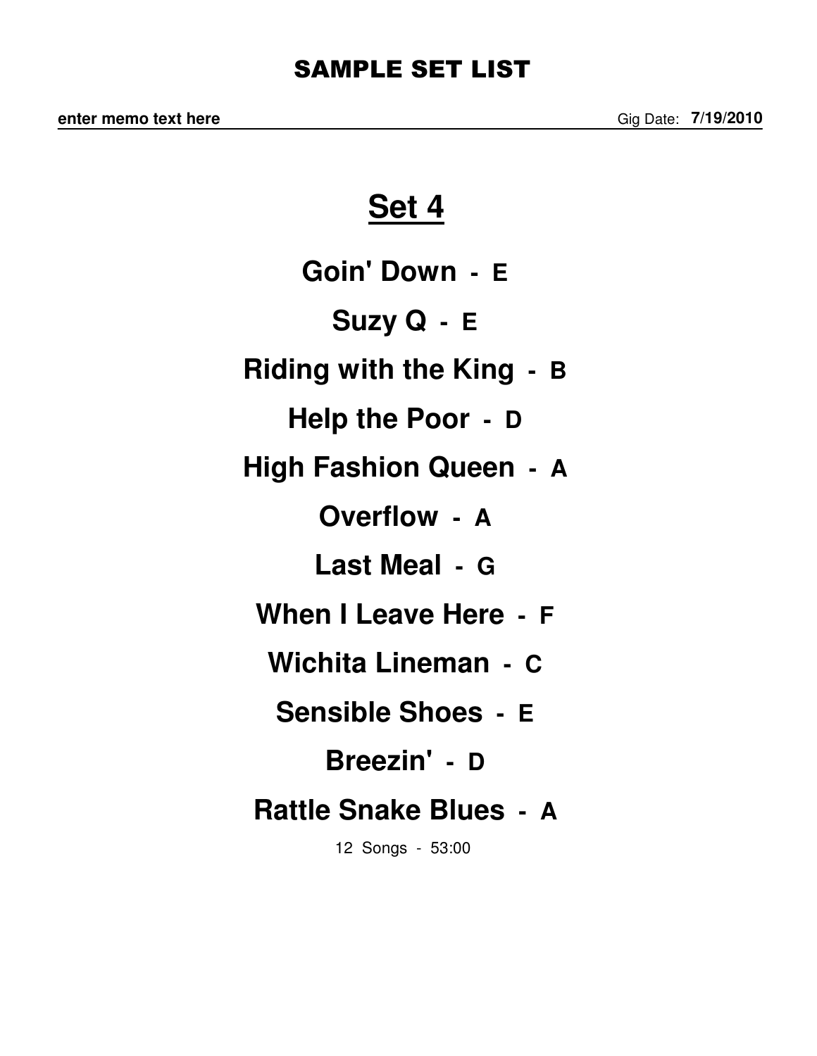# SAMPLE SET LIST

**enter memo text here** Gig Date: **7/19/2010**

## Set 4

**Goin' Down - E**

**Suzy Q - E**

**Riding with the King - B**

**Help the Poor - D**

**High Fashion Queen - A**

**Overflow - A**

**Last Meal - G**

**When I Leave Here - F**

**Wichita Lineman - C**

**Sensible Shoes - E**

**Breezin' - D**

**Rattle Snake Blues - A**

12 Songs - 53:00